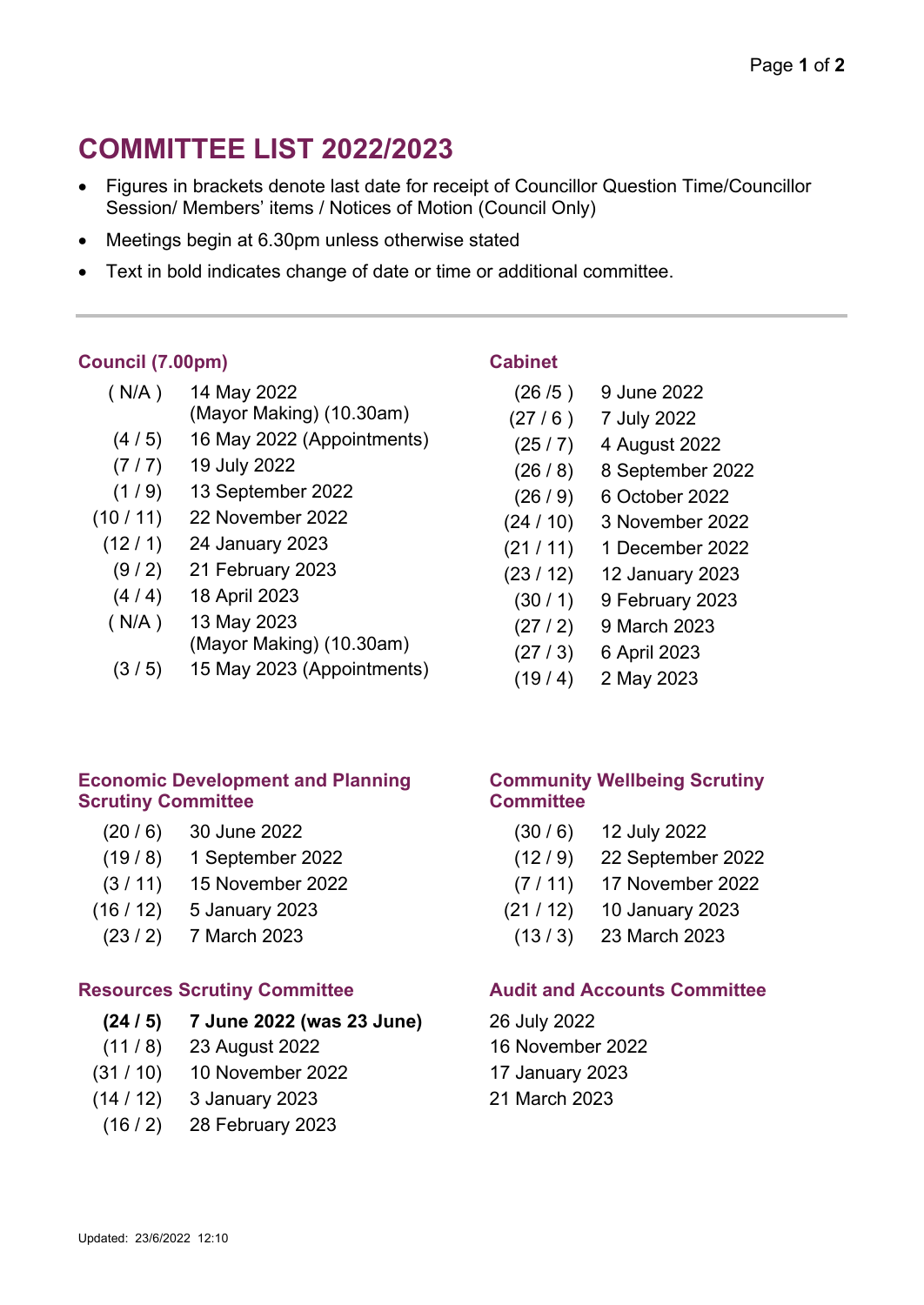# COMMITTEE LIST 2022/2023

- Figures in brackets denote last date for receipt of Councillor Question Time/Councillor Session/ Members' items / Notices of Motion (Council Only)
- Meetings begin at 6.30pm unless otherwise stated
- Text in bold indicates change of date or time or additional committee.

---

### Council (7.00pm)

| | |
|---|---|
| ( N/A ) | 14 May 2022 (Mayor Making) (10.30am) |
| (4 / 5) | 16 May 2022 (Appointments) |
| (7 / 7) | 19 July 2022 |
| (1 / 9) | 13 September 2022 |
| (10 / 11) | 22 November 2022 |
| (12 / 1) | 24 January 2023 |
| (9 / 2) | 21 February 2023 |
| (4 / 4) | 18 April 2023 |
| ( N/A ) | 13 May 2023 (Mayor Making) (10.30am) |
| (3 / 5) | 15 May 2023 (Appointments) |

### Cabinet

| | |
|---|---|
| (26 /5 ) | 9 June 2022 |
| (27 / 6 ) | 7 July 2022 |
| (25 / 7) | 4 August 2022 |
| (26 / 8) | 8 September 2022 |
| (26 / 9) | 6 October 2022 |
| (24 / 10) | 3 November 2022 |
| (21 / 11) | 1 December 2022 |
| (23 / 12) | 12 January 2023 |
| (30 / 1) | 9 February 2023 |
| (27 / 2) | 9 March 2023 |
| (27 / 3) | 6 April 2023 |
| (19 / 4) | 2 May 2023 |

### Economic Development and Planning Scrutiny Committee

| | |
|---|---|
| (20 / 6) | 30 June 2022 |
| (19 / 8) | 1 September 2022 |
| (3 / 11) | 15 November 2022 |
| (16 / 12) | 5 January 2023 |
| (23 / 2) | 7 March 2023 |

### Community Wellbeing Scrutiny Committee

| | |
|---|---|
| (30 / 6) | 12 July 2022 |
| (12 / 9) | 22 September 2022 |
| (7 / 11) | 17 November 2022 |
| (21 / 12) | 10 January 2023 |
| (13 / 3) | 23 March 2023 |

### Resources Scrutiny Committee

| | |
|---|---|
| **(24 / 5)** | **7 June 2022 (was 23 June)** |
| (11 / 8) | 23 August 2022 |
| (31 / 10) | 10 November 2022 |
| (14 / 12) | 3 January 2023 |
| (16 / 2) | 28 February 2023 |

### Audit and Accounts Committee

26 July 2022
16 November 2022
17 January 2023
21 March 2023

Updated: 23/6/2022 12:10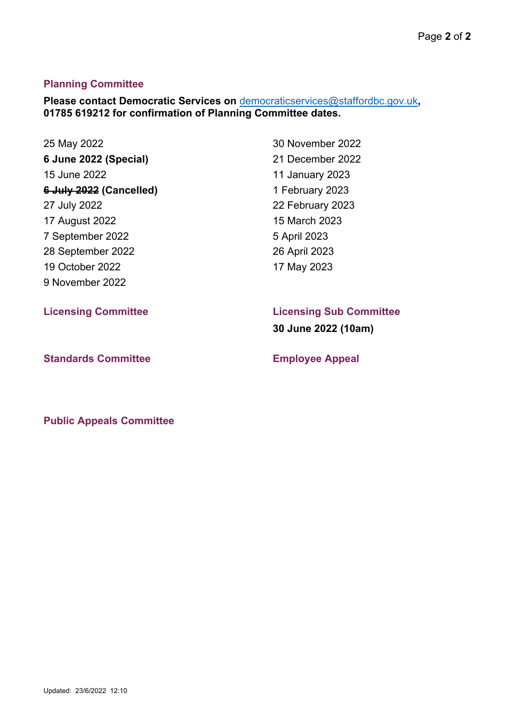## Planning Committee

**Please contact Democratic Services on [democraticservices@staffordbc.gov.uk](mailto:democraticservices@staffordbc.gov.uk), 01785 619212 for confirmation of Planning Committee dates.**

25 May 2022
**6 June 2022 (Special)**
15 June 2022
**~~6 July 2022~~ (Cancelled)**
27 July 2022
17 August 2022
7 September 2022
28 September 2022
19 October 2022
9 November 2022
30 November 2022
21 December 2022
11 January 2023
1 February 2023
22 February 2023
15 March 2023
5 April 2023
26 April 2023
17 May 2023

## Licensing Committee

## Licensing Sub Committee

**30 June 2022 (10am)**

## Standards Committee

## Employee Appeal

## Public Appeals Committee

Updated: 23/6/2022 12:10